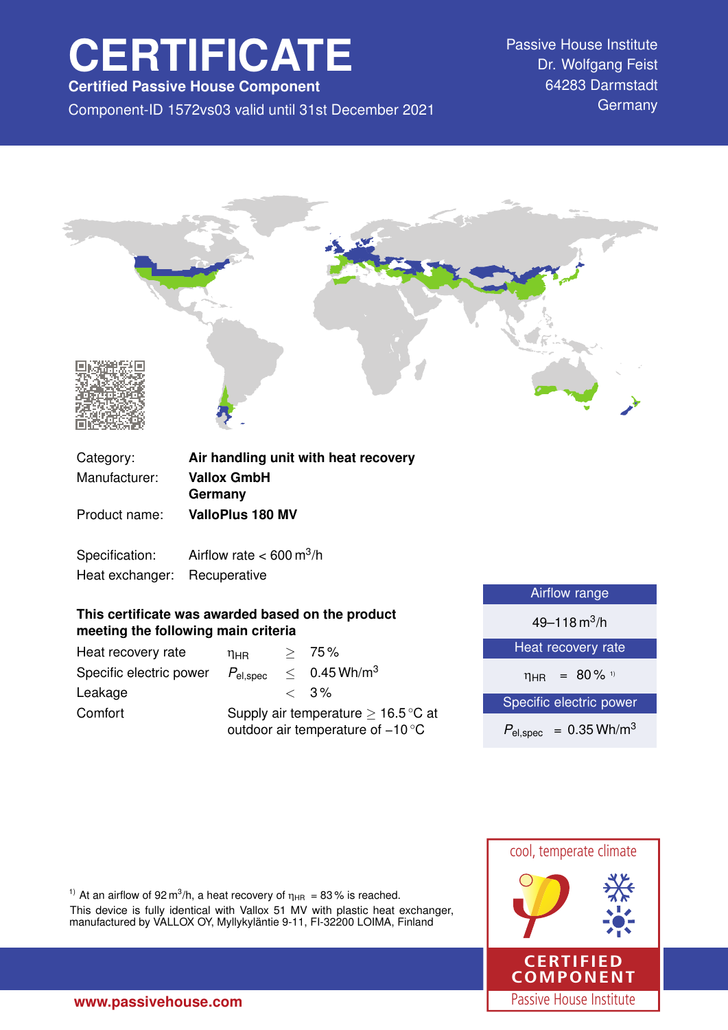# CERTIFICATE

**Certified Passive House Component**

Component-ID 1572vs03 valid until 31st December 2021

Passive House Institute
Dr. Wolfgang Feist
64283 Darmstadt
Germany

| | |
|---|---|
| Category: | **Air handling unit with heat recovery** |
| Manufacturer: | **Vallox GmbH** **Germany** |
| Product name: | **ValloPlus 180 MV** |

| | |
|---|---|
| Specification: | Airflow rate < 600 $m^3/h$ |
| Heat exchanger: | Recuperative |

**This certificate was awarded based on the product meeting the following main criteria**

| | | | |
|---|---|---|---|
| Heat recovery rate | $\eta_{HR}$ | $\geq$ | 75 % |
| Specific electric power | $P_{el,spec}$ | $\leq$ | 0.45 $Wh/m^3$ |
| Leakage | | $<$ | 3 % |
| Comfort | Supply air temperature $\geq$ 16.5 °C at outdoor air temperature of −10 °C | | |

| Airflow range |
|---|
| 49–118 $m^3/h$ |
| **Heat recovery rate** |
| $\eta_{HR}$ = 80 % [1] |
| **Specific electric power** |
| $P_{el,spec}$ = 0.35 $Wh/m^3$ |

[1] At an airflow of 92 $m^3/h$, a heat recovery of $\eta_{HR}$ = 83 % is reached.
This device is fully identical with Vallox 51 MV with plastic heat exchanger, manufactured by VALLOX OY, Myllykyläntie 9-11, FI-32200 LOIMA, Finland

cool, temperate climate

CERTIFIED COMPONENT
Passive House Institute

www.passivehouse.com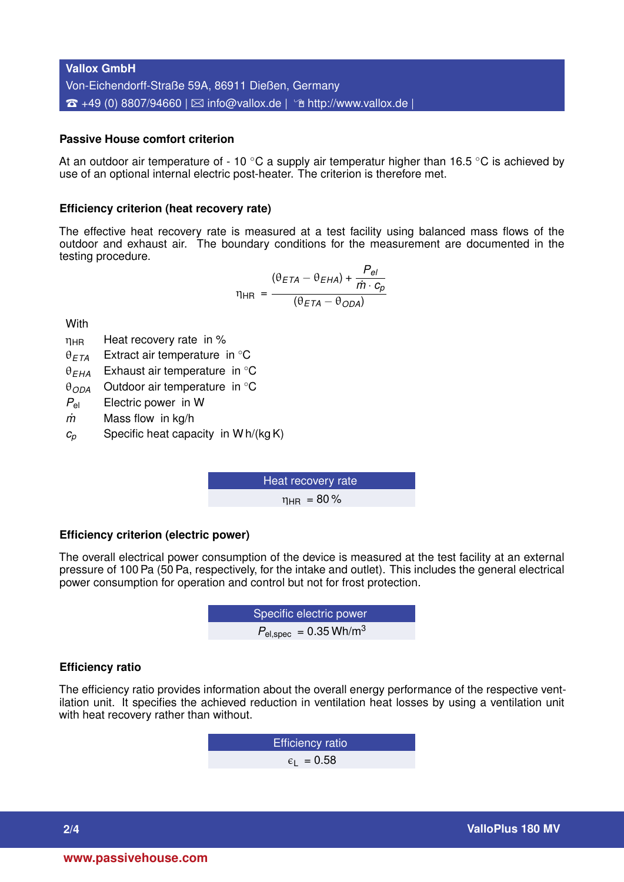**Vallox GmbH**
Von-Eichendorff-Straße 59A, 86911 Dießen, Germany
☎ +49 (0) 8807/94660 | ✉ info@vallox.de | http://www.vallox.de |

### Passive House comfort criterion

At an outdoor air temperature of - 10 °C a supply air temperatur higher than 16.5 °C is achieved by use of an optional internal electric post-heater. The criterion is therefore met.

### Efficiency criterion (heat recovery rate)

The effective heat recovery rate is measured at a test facility using balanced mass flows of the outdoor and exhaust air. The boundary conditions for the measurement are documented in the testing procedure.

$$\eta_{HR} = \frac{(\theta_{ETA} - \theta_{EHA}) + \frac{P_{el}}{\dot{m} \cdot c_p}}{(\theta_{ETA} - \theta_{ODA})}$$

With

| | |
|---|---|
| $\eta_{HR}$ | Heat recovery rate in % |
| $\theta_{ETA}$ | Extract air temperature in °C |
| $\theta_{EHA}$ | Exhaust air temperature in °C |
| $\theta_{ODA}$ | Outdoor air temperature in °C |
| $P_{el}$ | Electric power in W |
| $\dot{m}$ | Mass flow in kg/h |
| $c_p$ | Specific heat capacity in W h/(kg K) |

| Heat recovery rate |
|---|
| $\eta_{HR}$ = 80 % |

### Efficiency criterion (electric power)

The overall electrical power consumption of the device is measured at the test facility at an external pressure of 100 Pa (50 Pa, respectively, for the intake and outlet). This includes the general electrical power consumption for operation and control but not for frost protection.

| Specific electric power |
|---|
| $P_{el,spec}$ = 0.35 Wh/m$^3$ |

### Efficiency ratio

The efficiency ratio provides information about the overall energy performance of the respective ventilation unit. It specifies the achieved reduction in ventilation heat losses by using a ventilation unit with heat recovery rather than without.

| Efficiency ratio |
|---|
| $\epsilon_L$ = 0.58 |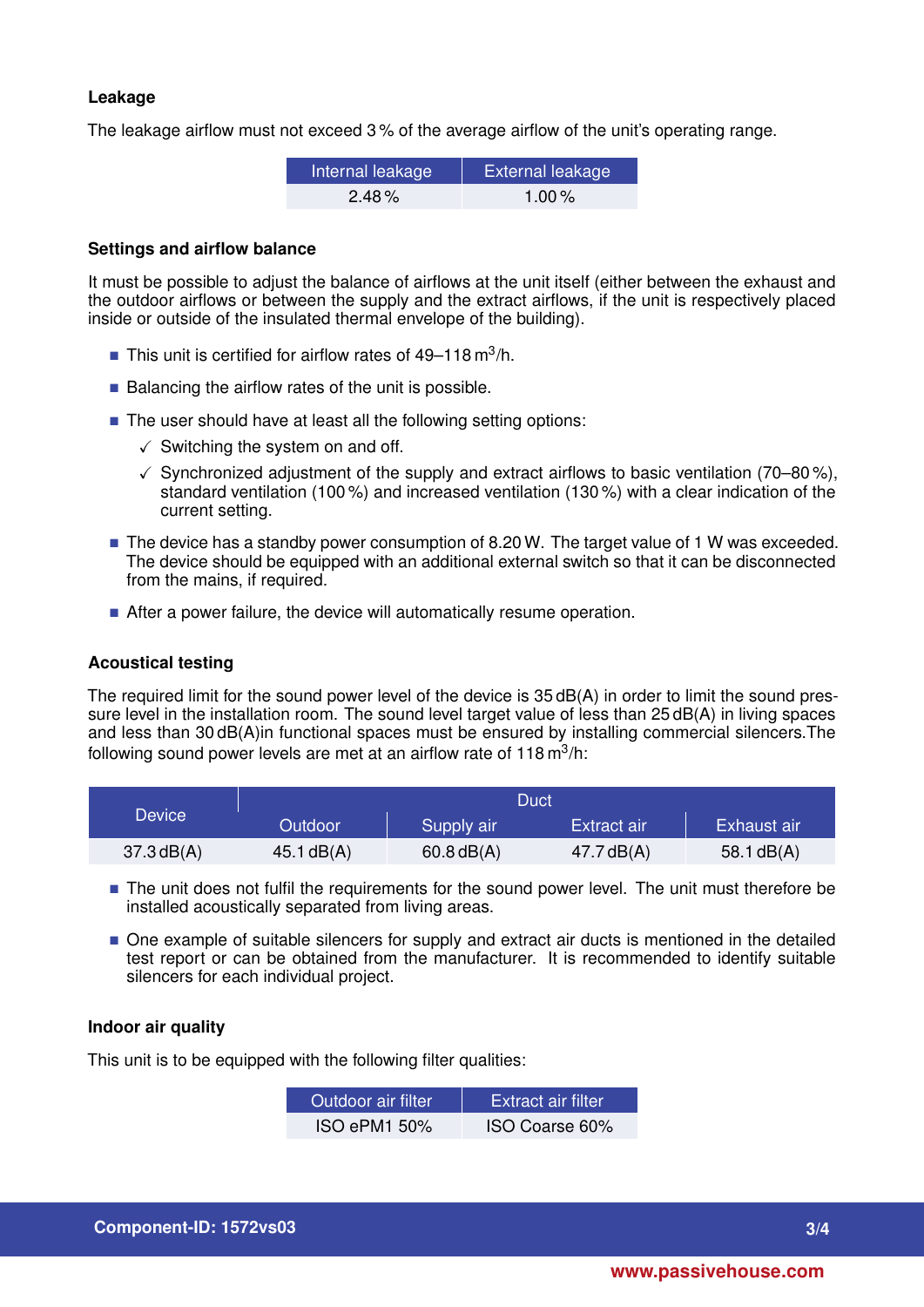### Leakage

The leakage airflow must not exceed 3 % of the average airflow of the unit's operating range.

| Internal leakage | External leakage |
|---|---|
| 2.48 % | 1.00 % |

### Settings and airflow balance

It must be possible to adjust the balance of airflows at the unit itself (either between the exhaust and the outdoor airflows or between the supply and the extract airflows, if the unit is respectively placed inside or outside of the insulated thermal envelope of the building).

- This unit is certified for airflow rates of 49–118 $m^3$/h.
- Balancing the airflow rates of the unit is possible.
- The user should have at least all the following setting options:
  - ✓ Switching the system on and off.
  - ✓ Synchronized adjustment of the supply and extract airflows to basic ventilation (70–80 %), standard ventilation (100 %) and increased ventilation (130 %) with a clear indication of the current setting.
- The device has a standby power consumption of 8.20 W. The target value of 1 W was exceeded. The device should be equipped with an additional external switch so that it can be disconnected from the mains, if required.
- After a power failure, the device will automatically resume operation.

### Acoustical testing

The required limit for the sound power level of the device is 35 dB(A) in order to limit the sound pressure level in the installation room. The sound level target value of less than 25 dB(A) in living spaces and less than 30 dB(A)in functional spaces must be ensured by installing commercial silencers.The following sound power levels are met at an airflow rate of 118 $m^3$/h:

| Device | Duct | | | |
|---|---|---|---|---|
| | Outdoor | Supply air | Extract air | Exhaust air |
| 37.3 dB(A) | 45.1 dB(A) | 60.8 dB(A) | 47.7 dB(A) | 58.1 dB(A) |

- The unit does not fulfil the requirements for the sound power level. The unit must therefore be installed acoustically separated from living areas.
- One example of suitable silencers for supply and extract air ducts is mentioned in the detailed test report or can be obtained from the manufacturer. It is recommended to identify suitable silencers for each individual project.

### Indoor air quality

This unit is to be equipped with the following filter qualities:

| Outdoor air filter | Extract air filter |
|---|---|
| ISO ePM1 50% | ISO Coarse 60% |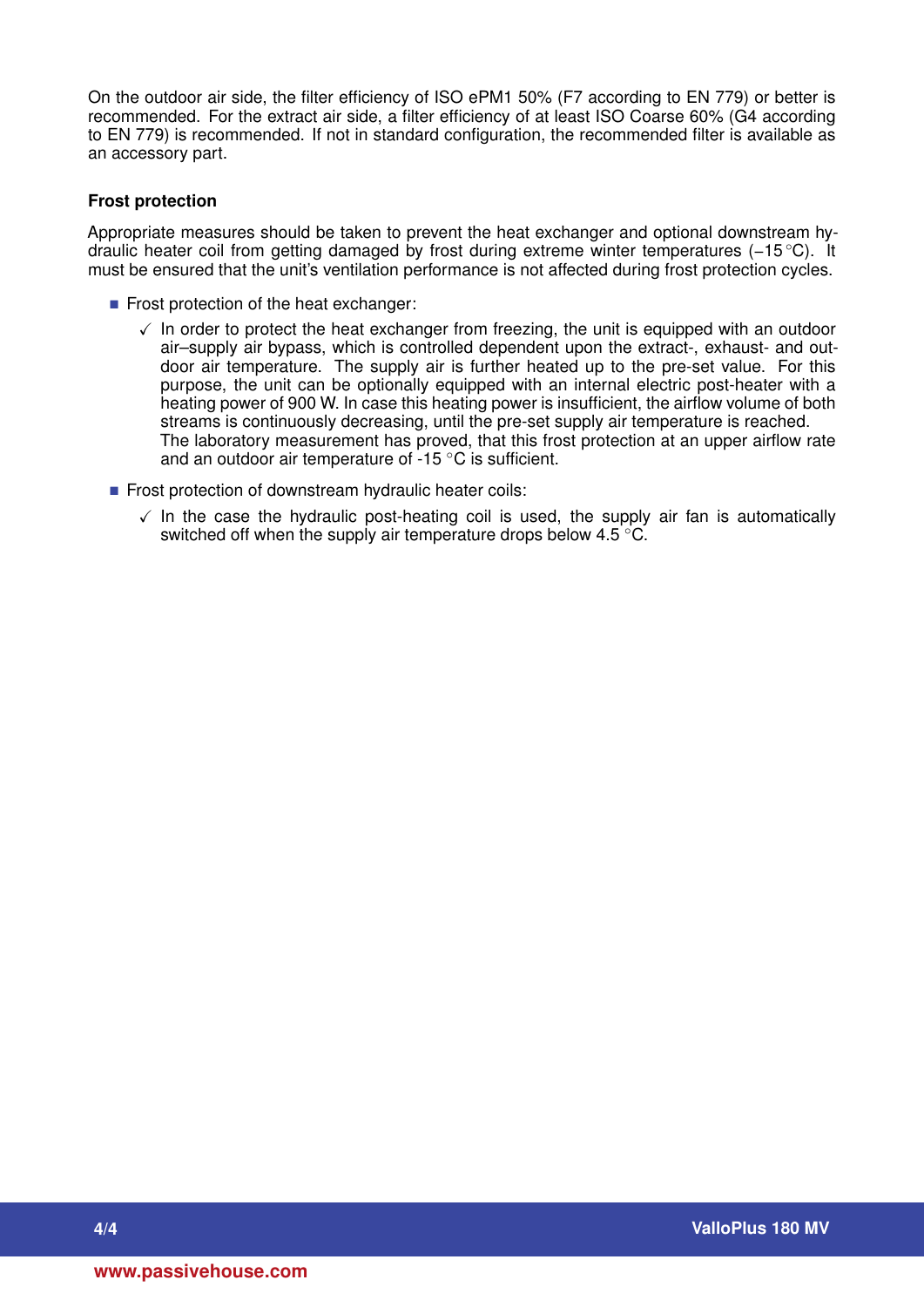On the outdoor air side, the filter efficiency of ISO ePM1 50% (F7 according to EN 779) or better is recommended. For the extract air side, a filter efficiency of at least ISO Coarse 60% (G4 according to EN 779) is recommended. If not in standard configuration, the recommended filter is available as an accessory part.

### Frost protection

Appropriate measures should be taken to prevent the heat exchanger and optional downstream hydraulic heater coil from getting damaged by frost during extreme winter temperatures (−15 °C). It must be ensured that the unit's ventilation performance is not affected during frost protection cycles.

- Frost protection of the heat exchanger:
  - ✓ In order to protect the heat exchanger from freezing, the unit is equipped with an outdoor air–supply air bypass, which is controlled dependent upon the extract-, exhaust- and outdoor air temperature. The supply air is further heated up to the pre-set value. For this purpose, the unit can be optionally equipped with an internal electric post-heater with a heating power of 900 W. In case this heating power is insufficient, the airflow volume of both streams is continuously decreasing, until the pre-set supply air temperature is reached.
    The laboratory measurement has proved, that this frost protection at an upper airflow rate and an outdoor air temperature of -15 °C is sufficient.
- Frost protection of downstream hydraulic heater coils:
  - ✓ In the case the hydraulic post-heating coil is used, the supply air fan is automatically switched off when the supply air temperature drops below 4.5 °C.